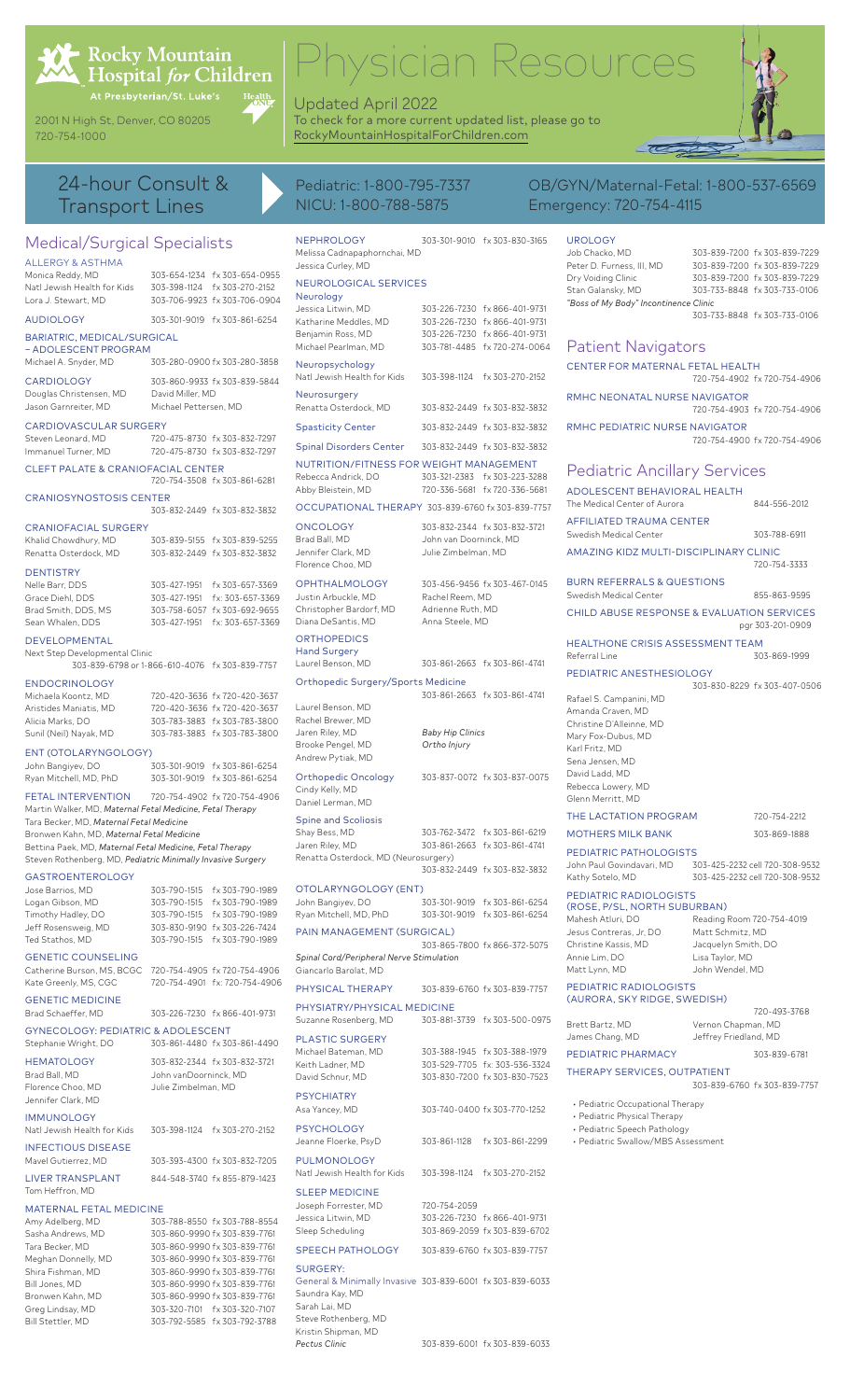# Rocky Mountain Hospital for Children

At Presbyterian/St. Luke's

2001 N High St, Denver, CO 80205
720-754-1000

# Physician Resources

Updated April 2022
To check for a more current updated list, please go to RockyMountainHospitalForChildren.com

## 24-hour Consult & Transport Lines

Pediatric: 1-800-795-7337
NICU: 1-800-788-5875

OB/GYN/Maternal-Fetal: 1-800-537-6569
Emergency: 720-754-4115

## Medical/Surgical Specialists

### ALLERGY & ASTHMA
Monica Reddy, MD 303-654-1234 fx 303-654-0955
Natl Jewish Health for Kids 303-398-1124 fx 303-270-2152
Lora J. Stewart, MD 303-706-9923 fx 303-706-0904

### AUDIOLOGY
303-301-9019 fx 303-861-6254

### BARIATRIC, MEDICAL/SURGICAL – ADOLESCENT PROGRAM
Michael A. Snyder, MD 303-280-0900 fx 303-280-3858

### CARDIOLOGY
303-860-9933 fx 303-839-5844
Douglas Christensen, MD
David Miller, MD
Jason Garnreiter, MD
Michael Pettersen, MD

### CARDIOVASCULAR SURGERY
Steven Leonard, MD 720-475-8730 fx 303-832-7297
Immanuel Turner, MD 720-475-8730 fx 303-832-7297

### CLEFT PALATE & CRANIOFACIAL CENTER
720-754-3508 fx 303-861-6281

### CRANIOSYNOSTOSIS CENTER
303-832-2449 fx 303-832-3832

### CRANIOFACIAL SURGERY
Khalid Chowdhury, MD 303-839-5155 fx 303-839-5255
Renatta Osterdock, MD 303-832-2449 fx 303-832-3832

### DENTISTRY
Nelle Barr, DDS 303-427-1951 fx 303-657-3369
Grace Diehl, DDS 303-427-1951 fx: 303-657-3369
Brad Smith, DDS, MS 303-758-6057 fx 303-692-9655
Sean Whalen, DDS 303-427-1951 fx: 303-657-3369

### DEVELOPMENTAL
Next Step Developmental Clinic
303-839-6798 or 1-866-610-4076 fx 303-839-7757

### ENDOCRINOLOGY
Michaela Koontz, MD 720-420-3636 fx 720-420-3637
Aristides Maniatis, MD 720-420-3636 fx 720-420-3637
Alicia Marks, DO 303-783-3883 fx 303-783-3800
Sunil (Neil) Nayak, MD 303-783-3883 fx 303-783-3800

### ENT (OTOLARYNGOLOGY)
John Bangiyev, DO 303-301-9019 fx 303-861-6254
Ryan Mitchell, MD, PhD 303-301-9019 fx 303-861-6254

### FETAL INTERVENTION
720-754-4902 fx 720-754-4906
Martin Walker, MD, *Maternal Fetal Medicine, Fetal Therapy*
Tara Becker, MD, *Maternal Fetal Medicine*
Bronwen Kahn, MD, *Maternal Fetal Medicine*
Bettina Paek, MD, *Maternal Fetal Medicine, Fetal Therapy*
Steven Rothenberg, MD, *Pediatric Minimally Invasive Surgery*

### GASTROENTEROLOGY
Jose Barrios, MD 303-790-1515 fx 303-790-1989
Logan Gibson, MD 303-790-1515 fx 303-790-1989
Timothy Hadley, DO 303-790-1515 fx 303-790-1989
Jeff Rosensweig, MD 303-830-9190 fx 303-226-7424
Ted Stathos, MD 303-790-1515 fx 303-790-1989

### GENETIC COUNSELING
Catherine Burson, MS, BCGC 720-754-4905 fx 720-754-4906
Kate Greenly, MS, CGC 720-754-4901 fx: 720-754-4906

### GENETIC MEDICINE
Brad Schaeffer, MD 303-226-7230 fx 866-401-9731

### GYNECOLOGY: PEDIATRIC & ADOLESCENT
Stephanie Wright, DO 303-861-4480 fx 303-861-4490

### HEMATOLOGY
303-832-2344 fx 303-832-3721
Brad Ball, MD
John vanDoorninck, MD
Florence Choo, MD
Julie Zimbelman, MD
Jennifer Clark, MD

### IMMUNOLOGY
Natl Jewish Health for Kids 303-398-1124 fx 303-270-2152

### INFECTIOUS DISEASE
Mavel Gutierrez, MD 303-393-4300 fx 303-832-7205

### LIVER TRANSPLANT
844-548-3740 fx 855-879-1423
Tom Heffron, MD

### MATERNAL FETAL MEDICINE
Amy Adelberg, MD 303-788-8550 fx 303-788-8554
Sasha Andrews, MD 303-860-9990 fx 303-839-7761
Tara Becker, MD 303-860-9990 fx 303-839-7761
Meghan Donnelly, MD 303-860-9990 fx 303-839-7761
Shira Fishman, MD 303-860-9990 fx 303-839-7761
Bill Jones, MD 303-860-9990 fx 303-839-7761
Bronwen Kahn, MD 303-860-9990 fx 303-839-7761
Greg Lindsay, MD 303-320-7101 fx 303-320-7107
Bill Stettler, MD 303-792-5585 fx 303-792-3788

### NEPHROLOGY
303-301-9010 fx 303-830-3165
Melissa Cadnapaphornchai, MD
Jessica Curley, MD

### NEUROLOGICAL SERVICES

**Neurology**
Jessica Litwin, MD 303-226-7230 fx 866-401-9731
Katharine Meddles, MD 303-226-7230 fx 866-401-9731
Benjamin Ross, MD 303-226-7230 fx 866-401-9731
Michael Pearlman, MD 303-781-4485 fx 720-274-0064

**Neuropsychology**
Natl Jewish Health for Kids 303-398-1124 fx 303-270-2152

**Neurosurgery**
Renatta Osterdock, MD 303-832-2449 fx 303-832-3832

**Spasticity Center** 303-832-2449 fx 303-832-3832

**Spinal Disorders Center** 303-832-2449 fx 303-832-3832

### NUTRITION/FITNESS FOR WEIGHT MANAGEMENT
Rebecca Andrick, DO 303-321-2383 fx 303-223-3288
Abby Bleistein, MD 720-336-5681 fx 720-336-5681

### OCCUPATIONAL THERAPY
303-839-6760 fx 303-839-7757

### ONCOLOGY
303-832-2344 fx 303-832-3721
Brad Ball, MD
John van Doorninck, MD
Jennifer Clark, MD
Julie Zimbelman, MD
Florence Choo, MD

### OPHTHALMOLOGY
303-456-9456 fx 303-467-0145
Justin Arbuckle, MD
Rachel Reem, MD
Christopher Bardorf, MD
Adrienne Ruth, MD
Diana DeSantis, MD
Anna Steele, MD

### ORTHOPEDICS

**Hand Surgery**
Laurel Benson, MD 303-861-2663 fx 303-861-4741

**Orthopedic Surgery/Sports Medicine**
303-861-2663 fx 303-861-4741
Laurel Benson, MD
Rachel Brewer, MD
Jaren Riley, MD — *Baby Hip Clinics*
Brooke Pengel, MD — *Ortho Injury*
Andrew Pytiak, MD

**Orthopedic Oncology** 303-837-0072 fx 303-837-0075
Cindy Kelly, MD
Daniel Lerman, MD

**Spine and Scoliosis**
Shay Bess, MD 303-762-3472 fx 303-861-6219
Jaren Riley, MD 303-861-2663 fx 303-861-4741
Renatta Osterdock, MD (Neurosurgery) 303-832-2449 fx 303-832-3832

### OTOLARYNGOLOGY (ENT)
John Bangiyev, DO 303-301-9019 fx 303-861-6254
Ryan Mitchell, MD, PhD 303-301-9019 fx 303-861-6254

### PAIN MANAGEMENT (SURGICAL)
303-865-7800 fx 866-372-5075
*Spinal Cord/Peripheral Nerve Stimulation*
Giancarlo Barolat, MD

### PHYSICAL THERAPY
303-839-6760 fx 303-839-7757

### PHYSIATRY/PHYSICAL MEDICINE
Suzanne Rosenberg, MD 303-881-3739 fx 303-500-0975

### PLASTIC SURGERY
Michael Bateman, MD 303-388-1945 fx 303-388-1979
Keith Ladner, MD 303-529-7705 fx: 303-536-3324
David Schnur, MD 303-830-7200 fx 303-830-7523

### PSYCHIATRY
Asa Yancey, MD 303-740-0400 fx 303-770-1252

### PSYCHOLOGY
Jeanne Floerke, PsyD 303-861-1128 fx 303-861-2299

### PULMONOLOGY
Natl Jewish Health for Kids 303-398-1124 fx 303-270-2152

### SLEEP MEDICINE
Joseph Forrester, MD 720-754-2059
Jessica Litwin, MD 303-226-7230 fx 866-401-9731
Sleep Scheduling 303-869-2059 fx 303-839-6702

### SPEECH PATHOLOGY
303-839-6760 fx 303-839-7757

### SURGERY:
General & Minimally Invasive 303-839-6001 fx 303-839-6033
Saundra Kay, MD
Sarah Lai, MD
Steve Rothenberg, MD
Kristin Shipman, MD
*Pectus Clinic* 303-839-6001 fx 303-839-6033

### UROLOGY
Job Chacko, MD 303-839-7200 fx 303-839-7229
Peter D. Furness, III, MD 303-839-7200 fx 303-839-7229
Dry Voiding Clinic 303-839-7200 fx 303-839-7229
Stan Galansky, MD 303-733-8848 fx 303-733-0106
*"Boss of My Body" Incontinence Clinic* 303-733-8848 fx 303-733-0106

## Patient Navigators

### CENTER FOR MATERNAL FETAL HEALTH
720-754-4902 fx 720-754-4906

### RMHC NEONATAL NURSE NAVIGATOR
720-754-4903 fx 720-754-4906

### RMHC PEDIATRIC NURSE NAVIGATOR
720-754-4900 fx 720-754-4906

## Pediatric Ancillary Services

### ADOLESCENT BEHAVIORAL HEALTH
The Medical Center of Aurora 844-556-2012

### AFFILIATED TRAUMA CENTER
Swedish Medical Center 303-788-6911

### AMAZING KIDZ MULTI-DISCIPLINARY CLINIC
720-754-3333

### BURN REFERRALS & QUESTIONS
Swedish Medical Center 855-863-9595

### CHILD ABUSE RESPONSE & EVALUATION SERVICES
pgr 303-201-0909

### HEALTHONE CRISIS ASSESSMENT TEAM
Referral Line 303-869-1999

### PEDIATRIC ANESTHESIOLOGY
303-830-8229 fx 303-407-0506
Rafael S. Campanini, MD
Amanda Craven, MD
Christine D'Alleinne, MD
Mary Fox-Dubus, MD
Karl Fritz, MD
Sena Jensen, MD
David Ladd, MD
Rebecca Lowery, MD
Glenn Merritt, MD

### THE LACTATION PROGRAM
720-754-2212

### MOTHERS MILK BANK
303-869-1888

### PEDIATRIC PATHOLOGISTS
John Paul Govindavari, MD 303-425-2232 cell 720-308-9532
Kathy Sotelo, MD 303-425-2232 cell 720-308-9532

### PEDIATRIC RADIOLOGISTS (ROSE, P/SL, NORTH SUBURBAN)
Reading Room 720-754-4019
Mahesh Atluri, DO
Jesus Contreras, Jr, DO
Matt Schmitz, MD
Christine Kassis, MD
Jacquelyn Smith, DO
Annie Lim, DO
Lisa Taylor, MD
Matt Lynn, MD
John Wendel, MD

### PEDIATRIC RADIOLOGISTS (AURORA, SKY RIDGE, SWEDISH)
720-493-3768
Brett Bartz, MD
Vernon Chapman, MD
James Chang, MD
Jeffrey Friedland, MD

### PEDIATRIC PHARMACY
303-839-6781

### THERAPY SERVICES, OUTPATIENT
303-839-6760 fx 303-839-7757

- Pediatric Occupational Therapy
- Pediatric Physical Therapy
- Pediatric Speech Pathology
- Pediatric Swallow/MBS Assessment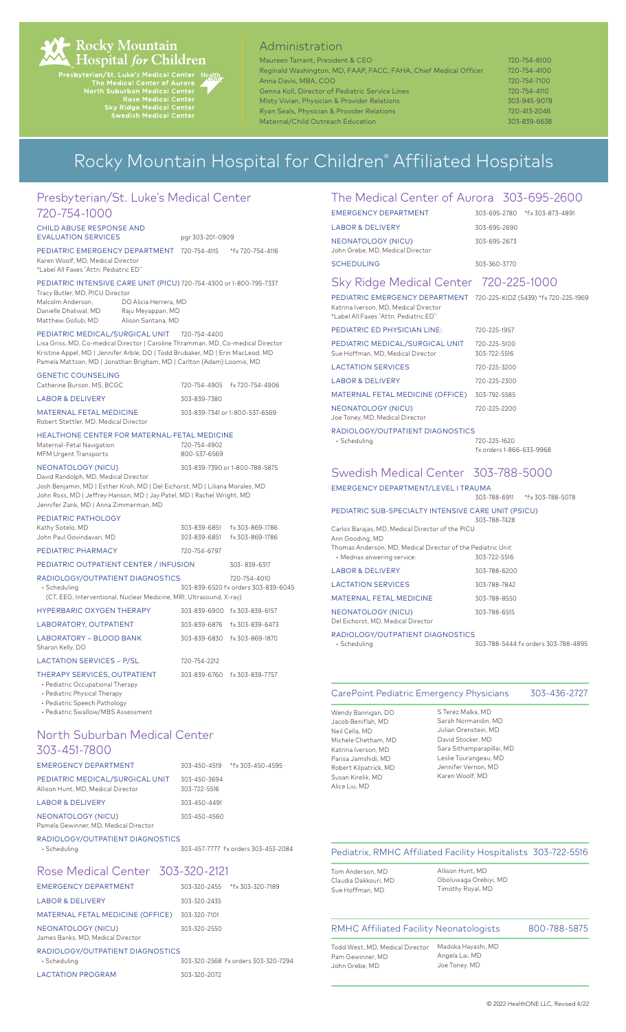# Rocky Mountain Hospital *for* Children

Presbyterian/St. Luke's Medical Center
The Medical Center of Aurora
North Suburban Medical Center
Rose Medical Center
Sky Ridge Medical Center
Swedish Medical Center

HealthONE

## Administration

| | |
|---|---|
| Maureen Tarrant, President & CEO | 720-754-6100 |
| Reginald Washington, MD, FAAP, FACC, FAHA, Chief Medical Officer | 720-754-4100 |
| Anna Davis, MBA, COO | 720-754-7100 |
| Genna Koll, Director of Pediatric Service Lines | 720-754-4110 |
| Misty Vivian, Physician & Provider Relations | 303-945-9078 |
| Ryan Seals, Physician & Provider Relations | 720-413-2046 |
| Maternal/Child Outreach Education | 303-839-6638 |

# Rocky Mountain Hospital for Children® Affiliated Hospitals

## Presbyterian/St. Luke's Medical Center 720-754-1000

**CHILD ABUSE RESPONSE AND EVALUATION SERVICES** pgr 303-201-0909

**PEDIATRIC EMERGENCY DEPARTMENT** 720-754-4115 *fx 720-754-4116
Karen Woolf, MD, Medical Director
*Label All Faxes "Attn: Pediatric ED"

**PEDIATRIC INTENSIVE CARE UNIT (PICU)** 720-754-4300 or 1-800-795-7337
Tracy Butler, MD, PICU Director
Malcolm Anderson, DO | Alicia Herrera, MD
Danielle Dhaliwal, MD | Raju Meyappan, MD
Matthew Gollub, MD | Alison Santana, MD

**PEDIATRIC MEDICAL/SURGICAL UNIT** 720-754-4400
Lisa Griss, MD, Co-medical Director | Caroline Thramman, MD, Co-medical Director
Kristine Appel, MD | Jennifer Arble, DO | Todd Brubaker, MD | Erin MacLeod, MD
Pamela Mattson, MD | Jonathan Brigham, MD | Carlton (Adam) Loomis, MD

**GENETIC COUNSELING**
Catherine Burson, MS, BCGC 720-754-4905 fx 720-754-4906

**LABOR & DELIVERY** 303-839-7380

**MATERNAL FETAL MEDICINE** 303-839-7341 or 1-800-537-6569
Robert Stettler, MD, Medical Director

**HEALTHONE CENTER FOR MATERNAL-FETAL MEDICINE**
Maternal-Fetal Navigation 720-754-4902
MFM Urgent Transports 800-537-6569

**NEONATOLOGY (NICU)** 303-839-7390 or 1-800-788-5875
David Randolph, MD, Medical Director
Josh Benjamin, MD | Esther Kroh, MD | Del Eichorst, MD | Liliana Morales, MD
John Ross, MD | Jeffrey Hanson, MD | Jay Patel, MD | Rachel Wright, MD
Jennifer Zank, MD | Anna Zimmerman, MD

**PEDIATRIC PATHOLOGY**
Kathy Sotelo, MD 303-839-6851 fx 303-869-1786
John Paul Govindavari, MD 303-839-6851 fx 303-869-1786

**PEDIATRIC PHARMACY** 720-754-6797

**PEDIATRIC OUTPATIENT CENTER / INFUSION** 303- 839-6317

**RADIOLOGY/OUTPATIENT DIAGNOSTICS** 720-754-4010
- Scheduling 303-839-6520 fx orders 303-839-6045

(CT, EEG, Interventional, Nuclear Medicine, MRI, Ultrasound, X-ray)

**HYPERBARIC OXYGEN THERAPY** 303-839-6900 fx 303-839-6157

**LABORATORY, OUTPATIENT** 303-839-6876 fx 303-839-6473

**LABORATORY – BLOOD BANK** 303-839-6830 fx 303-869-1870
Sharon Kelly, DO

**LACTATION SERVICES – P/SL** 720-754-2212

**THERAPY SERVICES, OUTPATIENT** 303-839-6760 fx 303-839-7757
- Pediatric Occupational Therapy
- Pediatric Physical Therapy
- Pediatric Speech Pathology
- Pediatric Swallow/MBS Assessment

## North Suburban Medical Center 303-451-7800

**EMERGENCY DEPARTMENT** 303-450-4519 *fx 303-450-4595

**PEDIATRIC MEDICAL/SURGICAL UNIT** 303-450-3694
Allison Hunt, MD, Medical Director 303-722-5516

**LABOR & DELIVERY** 303-450-4491

**NEONATOLOGY (NICU)** 303-450-4560
Pamela Gewinner, MD, Medical Director

**RADIOLOGY/OUTPATIENT DIAGNOSTICS**
- Scheduling 303-457-7777 fx orders 303-453-2084

## Rose Medical Center 303-320-2121

**EMERGENCY DEPARTMENT** 303-320-2455 *fx 303-320-7189

**LABOR & DELIVERY** 303-320-2435

**MATERNAL FETAL MEDICINE (OFFICE)** 303-320-7101

**NEONATOLOGY (NICU)** 303-320-2550
James Banks, MD, Medical Director

**RADIOLOGY/OUTPATIENT DIAGNOSTICS**
- Scheduling 303-320-2568 fx orders 303-320-7294

**LACTATION PROGRAM** 303-320-2072

## The Medical Center of Aurora 303-695-2600

**EMERGENCY DEPARTMENT** 303-695-2780 *fx 303-873-4891

**LABOR & DELIVERY** 303-695-2690

**NEONATOLOGY (NICU)** 303-695-2673
John Grebe, MD, Medical Director

**SCHEDULING** 303-360-3770

## Sky Ridge Medical Center 720-225-1000

**PEDIATRIC EMERGENCY DEPARTMENT** 720-225-KIDZ (5439) *fx 720-225-1969
Katrina Iverson, MD, Medical Director
*Label All Faxes "Attn: Pediatric ED"

**PEDIATRIC ED PHYSICIAN LINE:** 720-225-1957

**PEDIATRIC MEDICAL/SURGICAL UNIT** 720-225-5100
Sue Hoffman, MD, Medical Director 303-722-5516

**LACTATION SERVICES** 720-225-3200

**LABOR & DELIVERY** 720-225-2300

**MATERNAL FETAL MEDICINE (OFFICE)** 303-792-5585

**NEONATOLOGY (NICU)** 720-225-2200
Joe Toney, MD, Medical Director

**RADIOLOGY/OUTPATIENT DIAGNOSTICS**
- Scheduling 720-225-1620 fx orders 1-866-633-9968

## Swedish Medical Center 303-788-5000

**EMERGENCY DEPARTMENT/LEVEL I TRAUMA** 303-788-6911 *fx 303-788-5078

**PEDIATRIC SUB-SPECIALTY INTENSIVE CARE UNIT (PSICU)** 303-788-7428
Carlos Barajas, MD, Medical Director of the PICU
Ann Gooding, MD
Thomas Anderson, MD, Medical Director of the Pediatric Unit
- Mednax anwering service: 303-722-5516

**LABOR & DELIVERY** 303-788-6200

**LACTATION SERVICES** 303-788-7842

**MATERNAL FETAL MEDICINE** 303-788-8550

**NEONATOLOGY (NICU)** 303-788-6515
Del Eichorst, MD, Medical Director

**RADIOLOGY/OUTPATIENT DIAGNOSTICS**
- Scheduling 303-788-5444 fx orders 303-788-4895

## CarePoint Pediatric Emergency Physicians 303-436-2727

Wendy Bannigan, DO
Jacob Beniflah, MD
Neil Cella, MD
Michele Chetham, MD
Katrina Iverson, MD
Parisa Jamshidi, MD
Robert Kilpatrick, MD
Susan Kirelik, MD
Alice Liu, MD
S Terez Malka, MD
Sarah Normandin, MD
Julian Orenstein, MD
David Stocker, MD
Sara Sithamparapillai, MD
Leslie Tourangeau, MD
Jennifer Vernon, MD
Karen Woolf, MD

## Pediatrix, RMHC Affiliated Facility Hospitalists 303-722-5516

Tom Anderson, MD
Claudia Dakkouri, MD
Sue Hoffman, MD
Allison Hunt, MD
Gboluwaga Orebiyi, MD
Timothy Royal, MD

## RMHC Affiliated Facility Neonatologists 800-788-5875

Todd West, MD, Medical Director
Pam Gewinner, MD
John Grebe, MD
Madoka Hayashi, MD
Angela Lai, MD
Joe Toney, MD

© 2022 HealthONE LLC, Revised 4/22